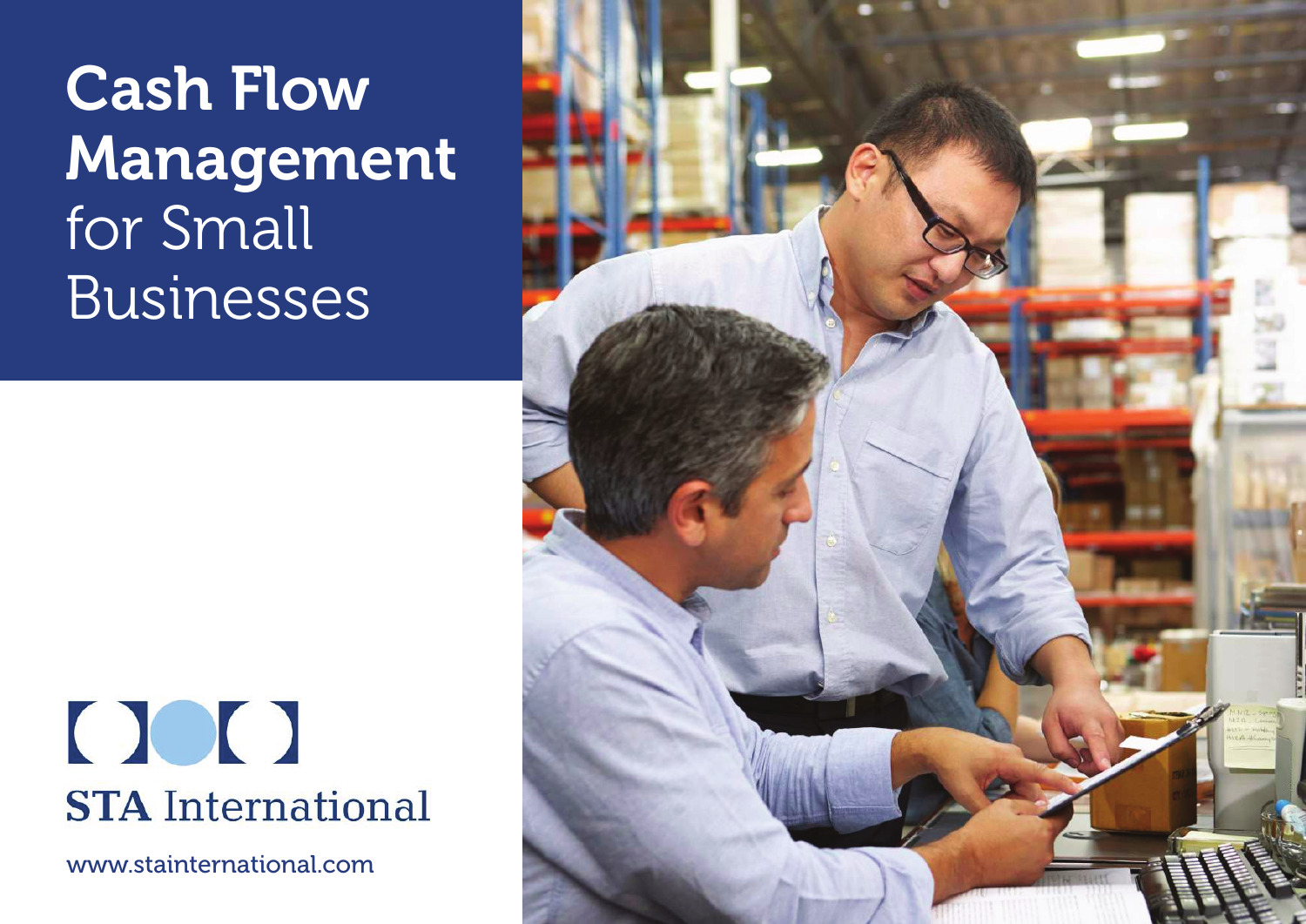# Cash Flow Management for Small Businesses

STA International

www.stainternational.com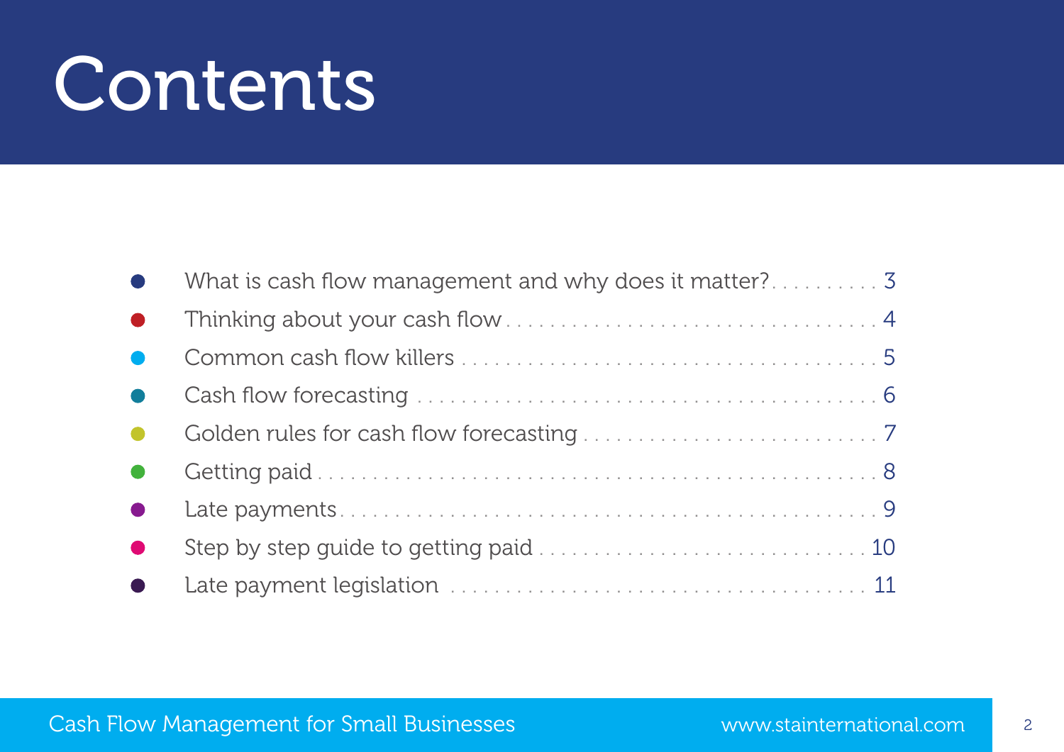# Contents

- What is cash flow management and why does it matter? . . . . . . . . . . 3
- Thinking about your cash flow . . . . . . . . . . . . . . . . . . . . . . . . . . . . . . . . 4
- Common cash flow killers . . . . . . . . . . . . . . . . . . . . . . . . . . . . . . . . . . . 5
- Cash flow forecasting . . . . . . . . . . . . . . . . . . . . . . . . . . . . . . . . . . . . . . 6
- Golden rules for cash flow forecasting . . . . . . . . . . . . . . . . . . . . . . . . . 7
- Getting paid . . . . . . . . . . . . . . . . . . . . . . . . . . . . . . . . . . . . . . . . . . . . . 8
- Late payments . . . . . . . . . . . . . . . . . . . . . . . . . . . . . . . . . . . . . . . . . . . 9
- Step by step guide to getting paid . . . . . . . . . . . . . . . . . . . . . . . . . . . 10
- Late payment legislation . . . . . . . . . . . . . . . . . . . . . . . . . . . . . . . . . . . 11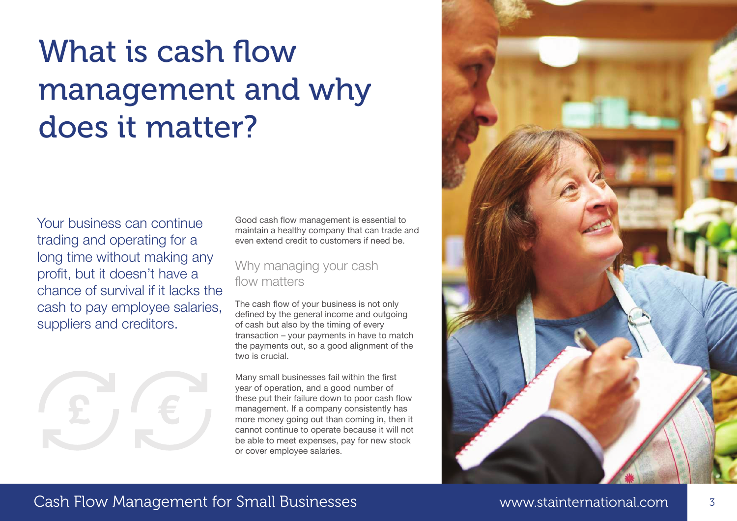# What is cash flow management and why does it matter?

Your business can continue trading and operating for a long time without making any profit, but it doesn't have a chance of survival if it lacks the cash to pay employee salaries, suppliers and creditors.

Good cash flow management is essential to maintain a healthy company that can trade and even extend credit to customers if need be.

## Why managing your cash flow matters

The cash flow of your business is not only defined by the general income and outgoing of cash but also by the timing of every transaction – your payments in have to match the payments out, so a good alignment of the two is crucial.

Many small businesses fail within the first year of operation, and a good number of these put their failure down to poor cash flow management. If a company consistently has more money going out than coming in, then it cannot continue to operate because it will not be able to meet expenses, pay for new stock or cover employee salaries.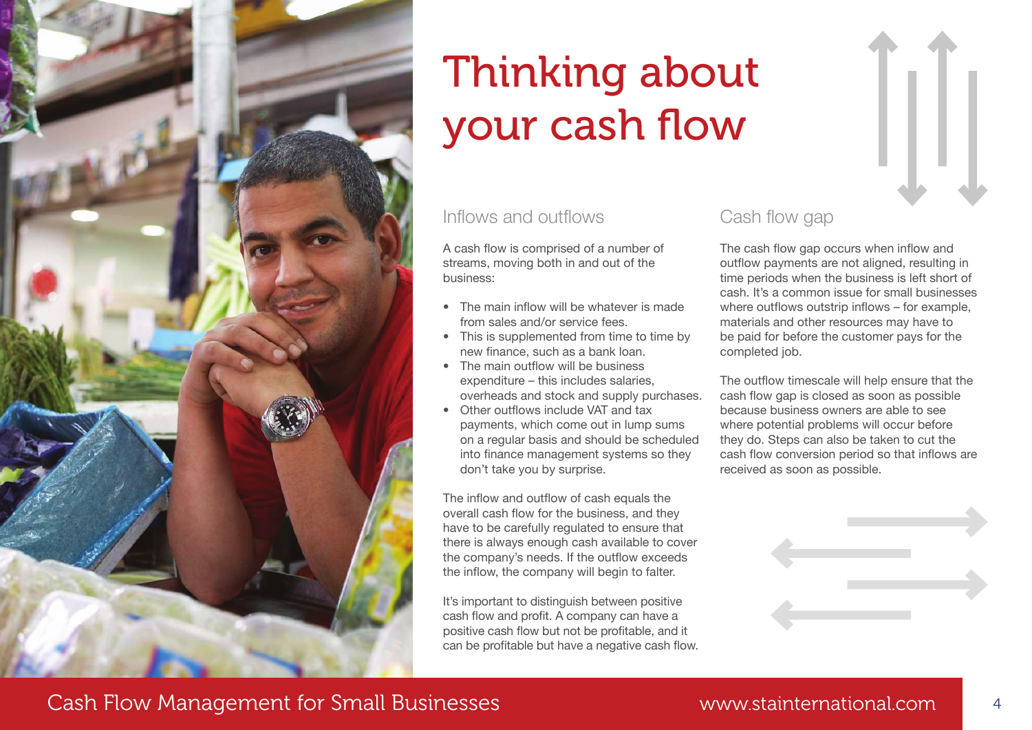# Thinking about your cash flow

## Inflows and outflows

A cash flow is comprised of a number of streams, moving both in and out of the business:

- The main inflow will be whatever is made from sales and/or service fees.
- This is supplemented from time to time by new finance, such as a bank loan.
- The main outflow will be business expenditure – this includes salaries, overheads and stock and supply purchases.
- Other outflows include VAT and tax payments, which come out in lump sums on a regular basis and should be scheduled into finance management systems so they don't take you by surprise.

The inflow and outflow of cash equals the overall cash flow for the business, and they have to be carefully regulated to ensure that there is always enough cash available to cover the company's needs. If the outflow exceeds the inflow, the company will begin to falter.

It's important to distinguish between positive cash flow and profit. A company can have a positive cash flow but not be profitable, and it can be profitable but have a negative cash flow.

## Cash flow gap

The cash flow gap occurs when inflow and outflow payments are not aligned, resulting in time periods when the business is left short of cash. It's a common issue for small businesses where outflows outstrip inflows – for example, materials and other resources may have to be paid for before the customer pays for the completed job.

The outflow timescale will help ensure that the cash flow gap is closed as soon as possible because business owners are able to see where potential problems will occur before they do. Steps can also be taken to cut the cash flow conversion period so that inflows are received as soon as possible.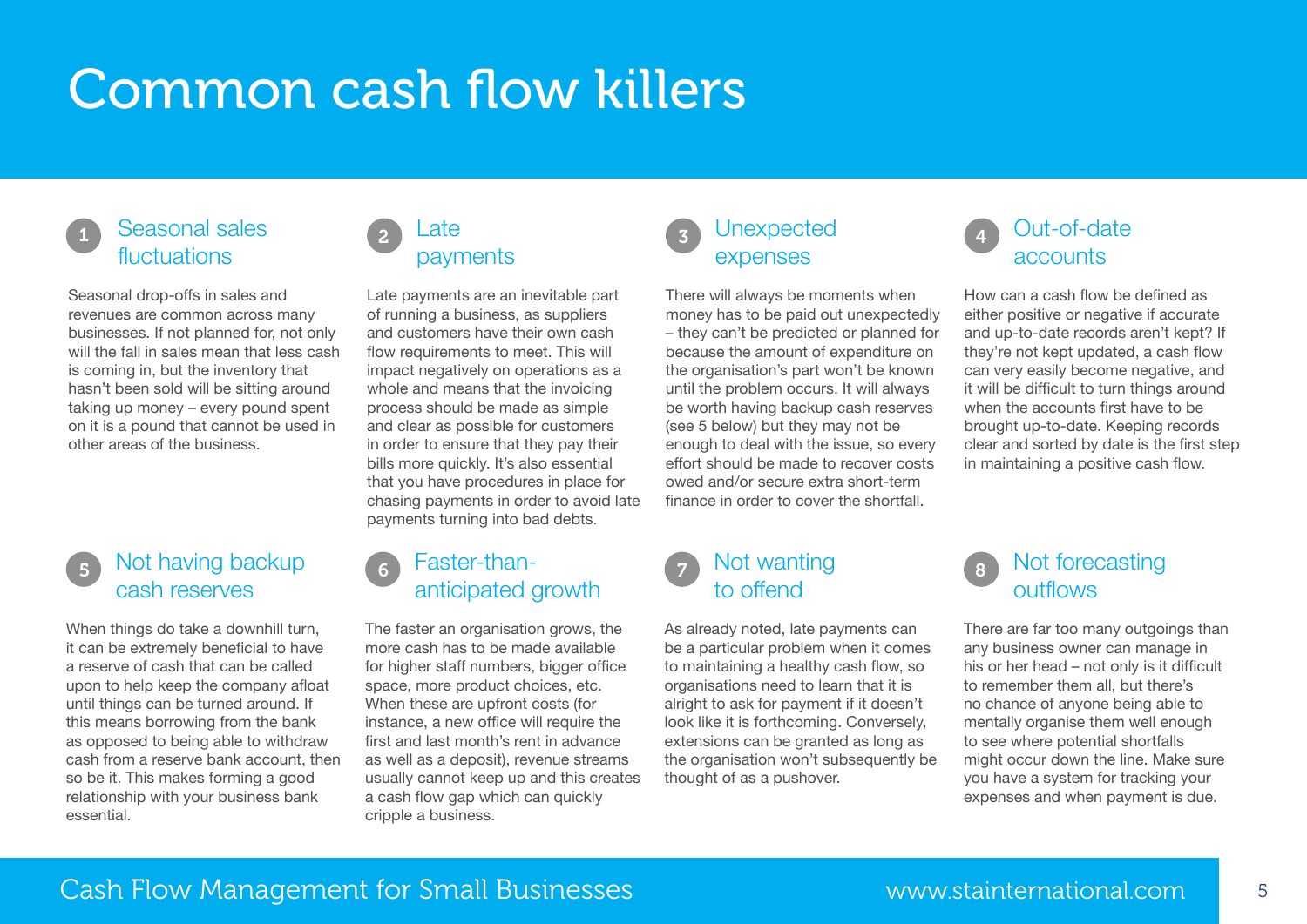# Common cash flow killers

## 1 Seasonal sales fluctuations

Seasonal drop-offs in sales and revenues are common across many businesses. If not planned for, not only will the fall in sales mean that less cash is coming in, but the inventory that hasn't been sold will be sitting around taking up money – every pound spent on it is a pound that cannot be used in other areas of the business.

## 2 Late payments

Late payments are an inevitable part of running a business, as suppliers and customers have their own cash flow requirements to meet. This will impact negatively on operations as a whole and means that the invoicing process should be made as simple and clear as possible for customers in order to ensure that they pay their bills more quickly. It's also essential that you have procedures in place for chasing payments in order to avoid late payments turning into bad debts.

## 3 Unexpected expenses

There will always be moments when money has to be paid out unexpectedly – they can't be predicted or planned for because the amount of expenditure on the organisation's part won't be known until the problem occurs. It will always be worth having backup cash reserves (see 5 below) but they may not be enough to deal with the issue, so every effort should be made to recover costs owed and/or secure extra short-term finance in order to cover the shortfall.

## 4 Out-of-date accounts

How can a cash flow be defined as either positive or negative if accurate and up-to-date records aren't kept? If they're not kept updated, a cash flow can very easily become negative, and it will be difficult to turn things around when the accounts first have to be brought up-to-date. Keeping records clear and sorted by date is the first step in maintaining a positive cash flow.

## 5 Not having backup cash reserves

When things do take a downhill turn, it can be extremely beneficial to have a reserve of cash that can be called upon to help keep the company afloat until things can be turned around. If this means borrowing from the bank as opposed to being able to withdraw cash from a reserve bank account, then so be it. This makes forming a good relationship with your business bank essential.

## 6 Faster-than-anticipated growth

The faster an organisation grows, the more cash has to be made available for higher staff numbers, bigger office space, more product choices, etc. When these are upfront costs (for instance, a new office will require the first and last month's rent in advance as well as a deposit), revenue streams usually cannot keep up and this creates a cash flow gap which can quickly cripple a business.

## 7 Not wanting to offend

As already noted, late payments can be a particular problem when it comes to maintaining a healthy cash flow, so organisations need to learn that it is alright to ask for payment if it doesn't look like it is forthcoming. Conversely, extensions can be granted as long as the organisation won't subsequently be thought of as a pushover.

## 8 Not forecasting outflows

There are far too many outgoings than any business owner can manage in his or her head – not only is it difficult to remember them all, but there's no chance of anyone being able to mentally organise them well enough to see where potential shortfalls might occur down the line. Make sure you have a system for tracking your expenses and when payment is due.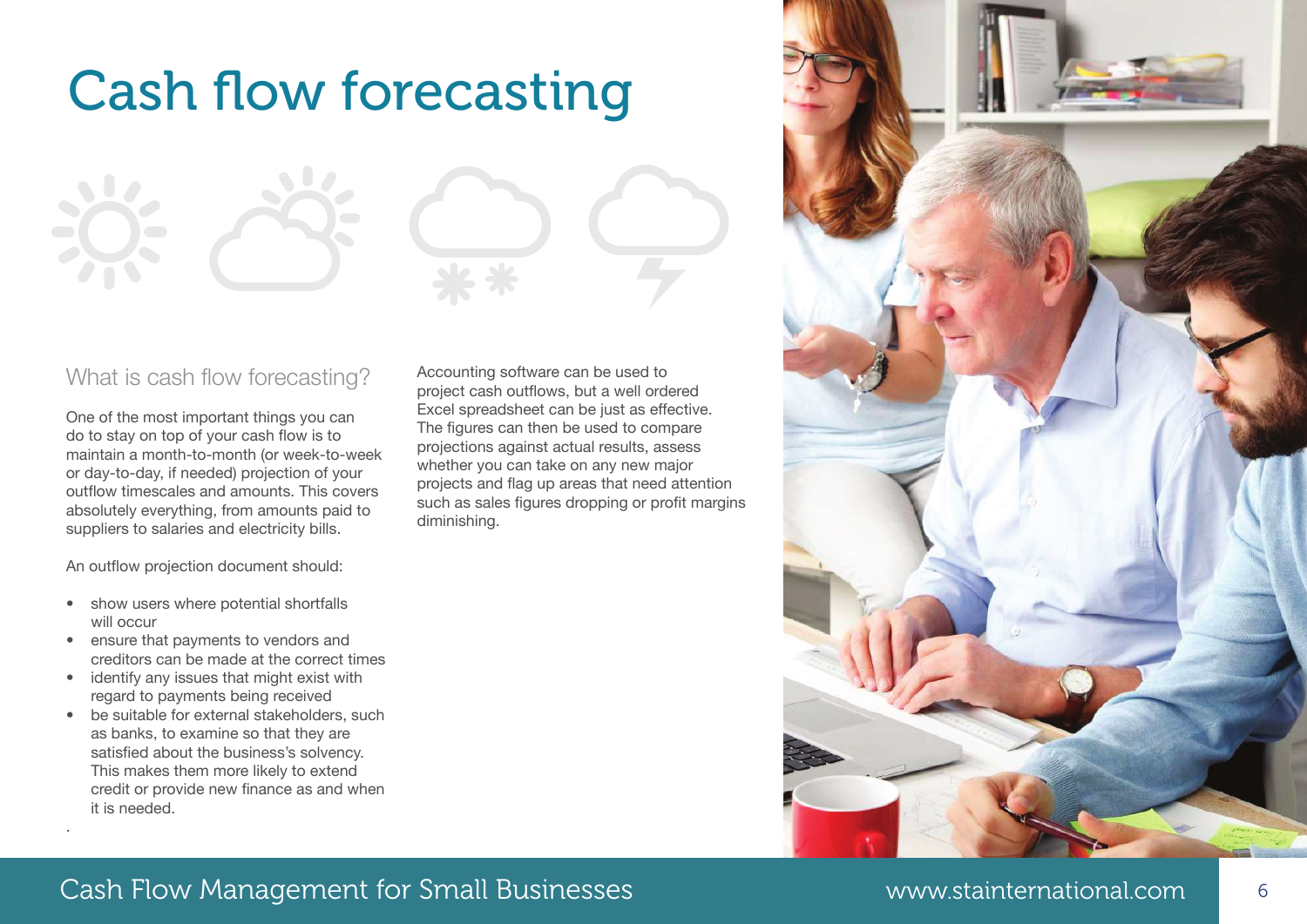# Cash flow forecasting

## What is cash flow forecasting?

One of the most important things you can do to stay on top of your cash flow is to maintain a month-to-month (or week-to-week or day-to-day, if needed) projection of your outflow timescales and amounts. This covers absolutely everything, from amounts paid to suppliers to salaries and electricity bills.

An outflow projection document should:

- show users where potential shortfalls will occur
- ensure that payments to vendors and creditors can be made at the correct times
- identify any issues that might exist with regard to payments being received
- be suitable for external stakeholders, such as banks, to examine so that they are satisfied about the business's solvency. This makes them more likely to extend credit or provide new finance as and when it is needed.

Accounting software can be used to project cash outflows, but a well ordered Excel spreadsheet can be just as effective. The figures can then be used to compare projections against actual results, assess whether you can take on any new major projects and flag up areas that need attention such as sales figures dropping or profit margins diminishing.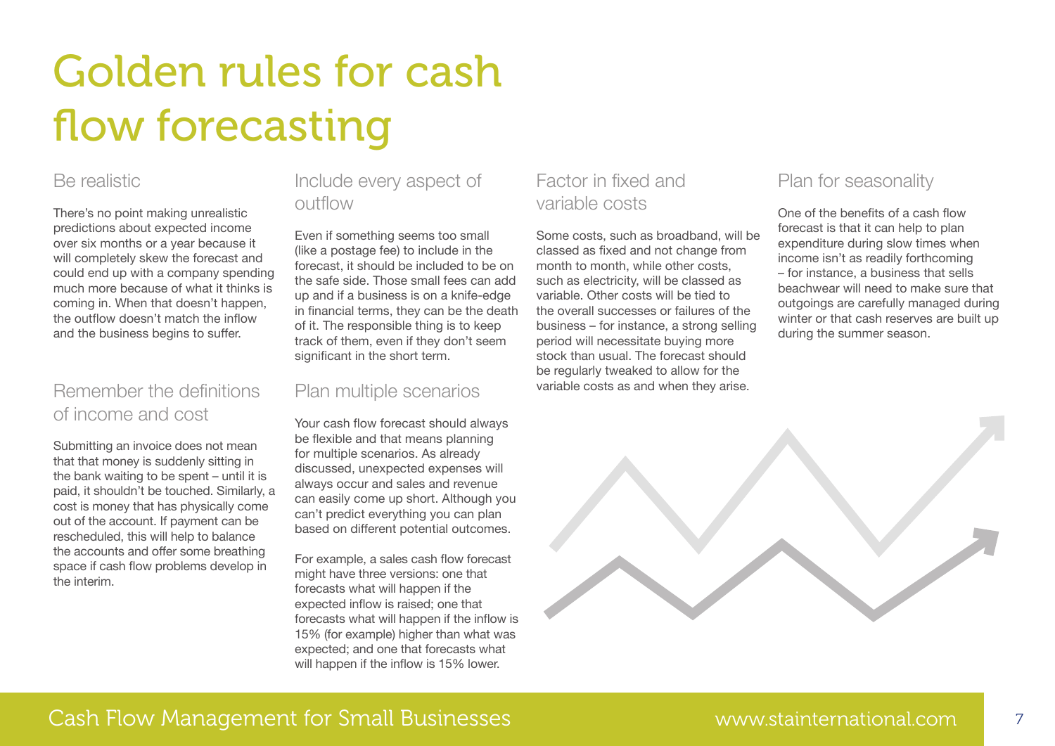# Golden rules for cash flow forecasting

## Be realistic

There's no point making unrealistic predictions about expected income over six months or a year because it will completely skew the forecast and could end up with a company spending much more because of what it thinks is coming in. When that doesn't happen, the outflow doesn't match the inflow and the business begins to suffer.

## Remember the definitions of income and cost

Submitting an invoice does not mean that that money is suddenly sitting in the bank waiting to be spent – until it is paid, it shouldn't be touched. Similarly, a cost is money that has physically come out of the account. If payment can be rescheduled, this will help to balance the accounts and offer some breathing space if cash flow problems develop in the interim.

## Include every aspect of outflow

Even if something seems too small (like a postage fee) to include in the forecast, it should be included to be on the safe side. Those small fees can add up and if a business is on a knife-edge in financial terms, they can be the death of it. The responsible thing is to keep track of them, even if they don't seem significant in the short term.

## Plan multiple scenarios

Your cash flow forecast should always be flexible and that means planning for multiple scenarios. As already discussed, unexpected expenses will always occur and sales and revenue can easily come up short. Although you can't predict everything you can plan based on different potential outcomes.

For example, a sales cash flow forecast might have three versions: one that forecasts what will happen if the expected inflow is raised; one that forecasts what will happen if the inflow is 15% (for example) higher than what was expected; and one that forecasts what will happen if the inflow is 15% lower.

## Factor in fixed and variable costs

Some costs, such as broadband, will be classed as fixed and not change from month to month, while other costs, such as electricity, will be classed as variable. Other costs will be tied to the overall successes or failures of the business – for instance, a strong selling period will necessitate buying more stock than usual. The forecast should be regularly tweaked to allow for the variable costs as and when they arise.

## Plan for seasonality

One of the benefits of a cash flow forecast is that it can help to plan expenditure during slow times when income isn't as readily forthcoming – for instance, a business that sells beachwear will need to make sure that outgoings are carefully managed during winter or that cash reserves are built up during the summer season.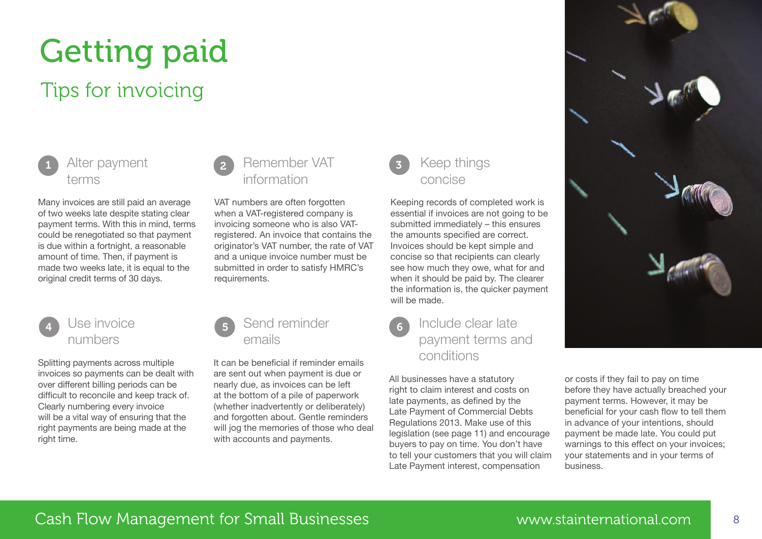# Getting paid

## Tips for invoicing

### 1 Alter payment terms

Many invoices are still paid an average of two weeks late despite stating clear payment terms. With this in mind, terms could be renegotiated so that payment is due within a fortnight, a reasonable amount of time. Then, if payment is made two weeks late, it is equal to the original credit terms of 30 days.

### 2 Remember VAT information

VAT numbers are often forgotten when a VAT-registered company is invoicing someone who is also VAT-registered. An invoice that contains the originator's VAT number, the rate of VAT and a unique invoice number must be submitted in order to satisfy HMRC's requirements.

### 3 Keep things concise

Keeping records of completed work is essential if invoices are not going to be submitted immediately – this ensures the amounts specified are correct. Invoices should be kept simple and concise so that recipients can clearly see how much they owe, what for and when it should be paid by. The clearer the information is, the quicker payment will be made.

### 4 Use invoice numbers

Splitting payments across multiple invoices so payments can be dealt with over different billing periods can be difficult to reconcile and keep track of. Clearly numbering every invoice will be a vital way of ensuring that the right payments are being made at the right time.

### 5 Send reminder emails

It can be beneficial if reminder emails are sent out when payment is due or nearly due, as invoices can be left at the bottom of a pile of paperwork (whether inadvertently or deliberately) and forgotten about. Gentle reminders will jog the memories of those who deal with accounts and payments.

### 6 Include clear late payment terms and conditions

All businesses have a statutory right to claim interest and costs on late payments, as defined by the Late Payment of Commercial Debts Regulations 2013. Make use of this legislation (see page 11) and encourage buyers to pay on time. You don't have to tell your customers that you will claim Late Payment interest, compensation or costs if they fail to pay on time before they have actually breached your payment terms. However, it may be beneficial for your cash flow to tell them in advance of your intentions, should payment be made late. You could put warnings to this effect on your invoices; your statements and in your terms of business.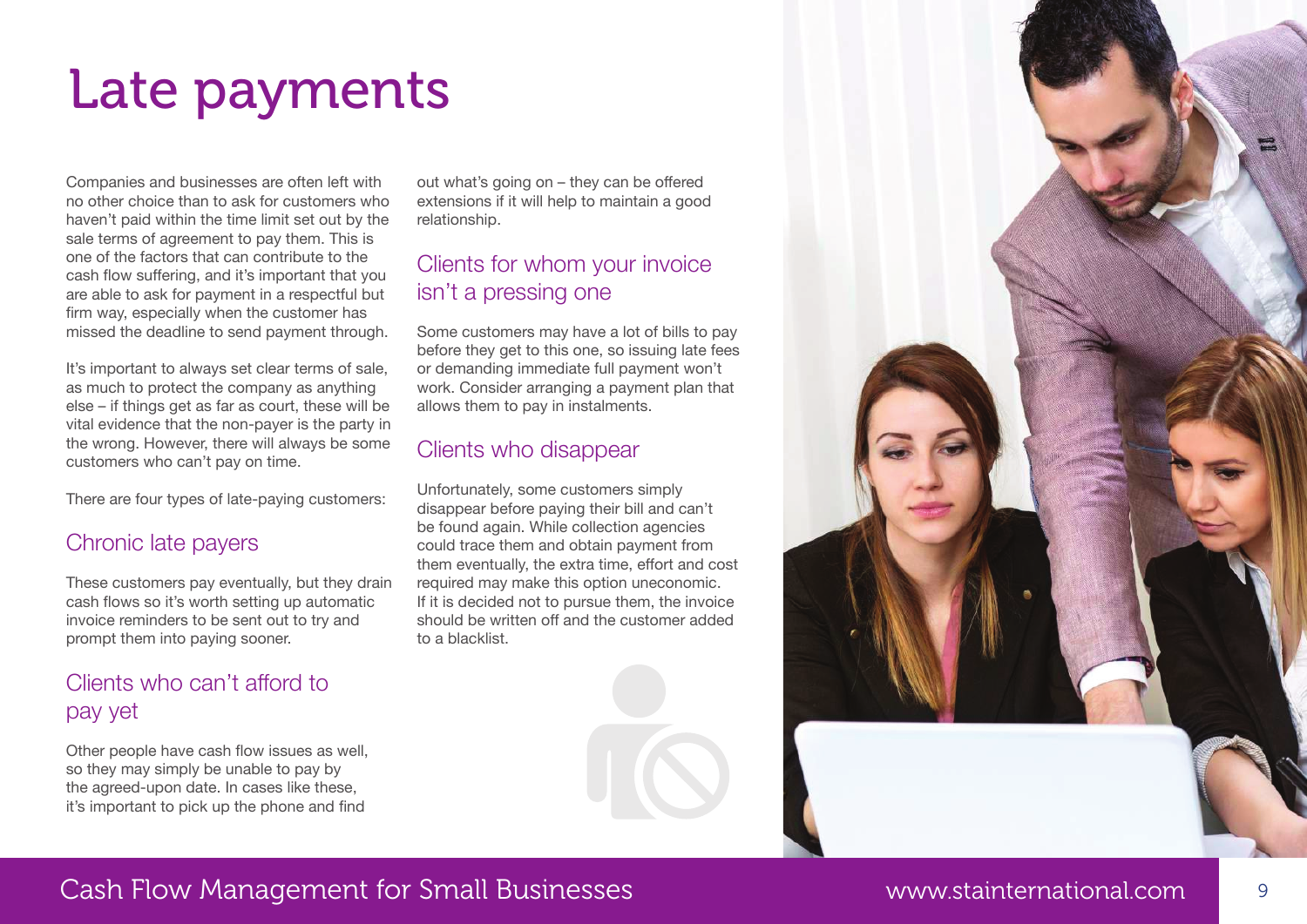# Late payments

Companies and businesses are often left with no other choice than to ask for customers who haven't paid within the time limit set out by the sale terms of agreement to pay them. This is one of the factors that can contribute to the cash flow suffering, and it's important that you are able to ask for payment in a respectful but firm way, especially when the customer has missed the deadline to send payment through.

It's important to always set clear terms of sale, as much to protect the company as anything else – if things get as far as court, these will be vital evidence that the non-payer is the party in the wrong. However, there will always be some customers who can't pay on time.

There are four types of late-paying customers:

## Chronic late payers

These customers pay eventually, but they drain cash flows so it's worth setting up automatic invoice reminders to be sent out to try and prompt them into paying sooner.

## Clients who can't afford to pay yet

Other people have cash flow issues as well, so they may simply be unable to pay by the agreed-upon date. In cases like these, it's important to pick up the phone and find out what's going on – they can be offered extensions if it will help to maintain a good relationship.

## Clients for whom your invoice isn't a pressing one

Some customers may have a lot of bills to pay before they get to this one, so issuing late fees or demanding immediate full payment won't work. Consider arranging a payment plan that allows them to pay in instalments.

## Clients who disappear

Unfortunately, some customers simply disappear before paying their bill and can't be found again. While collection agencies could trace them and obtain payment from them eventually, the extra time, effort and cost required may make this option uneconomic. If it is decided not to pursue them, the invoice should be written off and the customer added to a blacklist.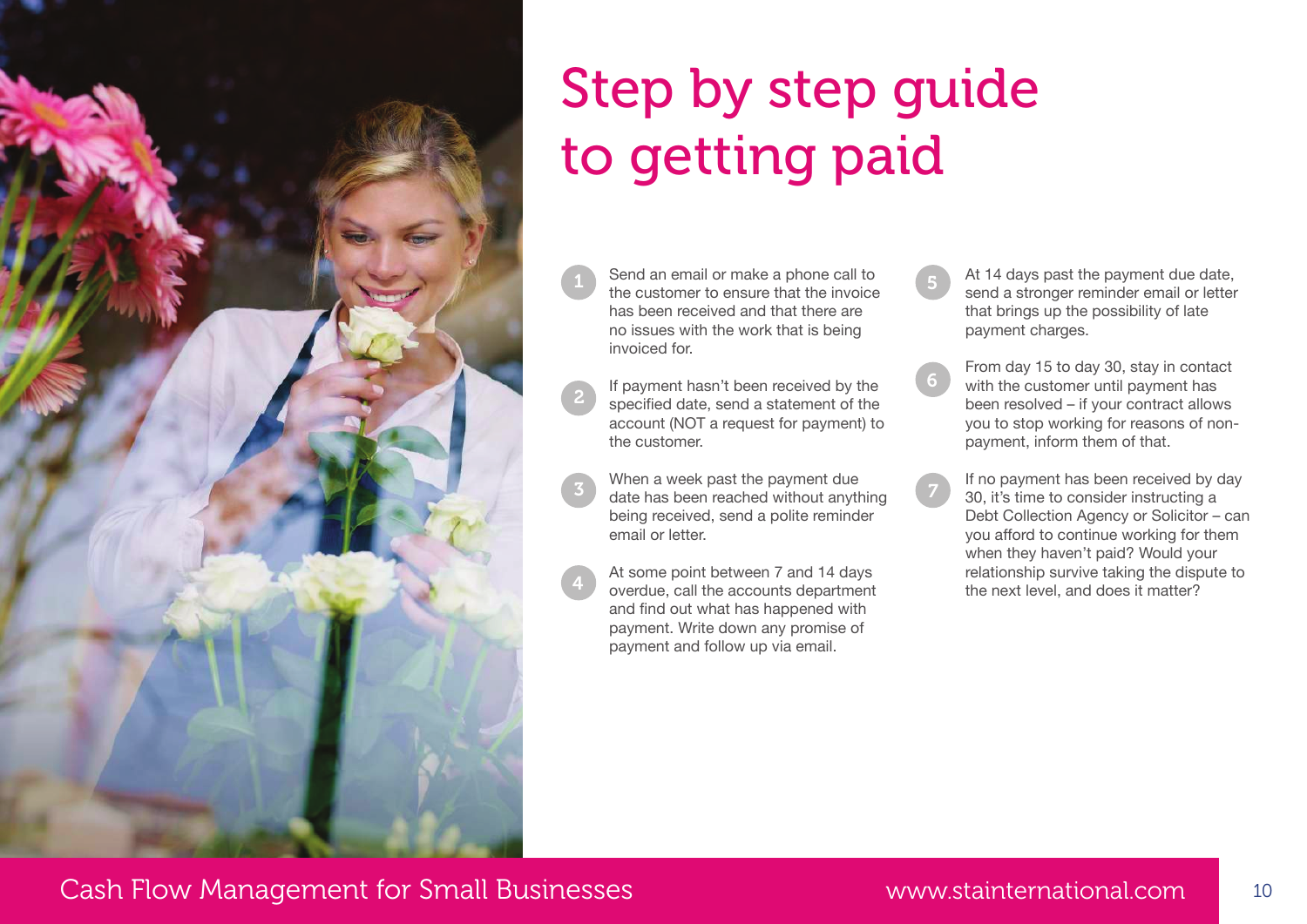# Step by step guide to getting paid

1. Send an email or make a phone call to the customer to ensure that the invoice has been received and that there are no issues with the work that is being invoiced for.

2. If payment hasn't been received by the specified date, send a statement of the account (NOT a request for payment) to the customer.

3. When a week past the payment due date has been reached without anything being received, send a polite reminder email or letter.

4. At some point between 7 and 14 days overdue, call the accounts department and find out what has happened with payment. Write down any promise of payment and follow up via email.

5. At 14 days past the payment due date, send a stronger reminder email or letter that brings up the possibility of late payment charges.

6. From day 15 to day 30, stay in contact with the customer until payment has been resolved – if your contract allows you to stop working for reasons of non-payment, inform them of that.

7. If no payment has been received by day 30, it's time to consider instructing a Debt Collection Agency or Solicitor – can you afford to continue working for them when they haven't paid? Would your relationship survive taking the dispute to the next level, and does it matter?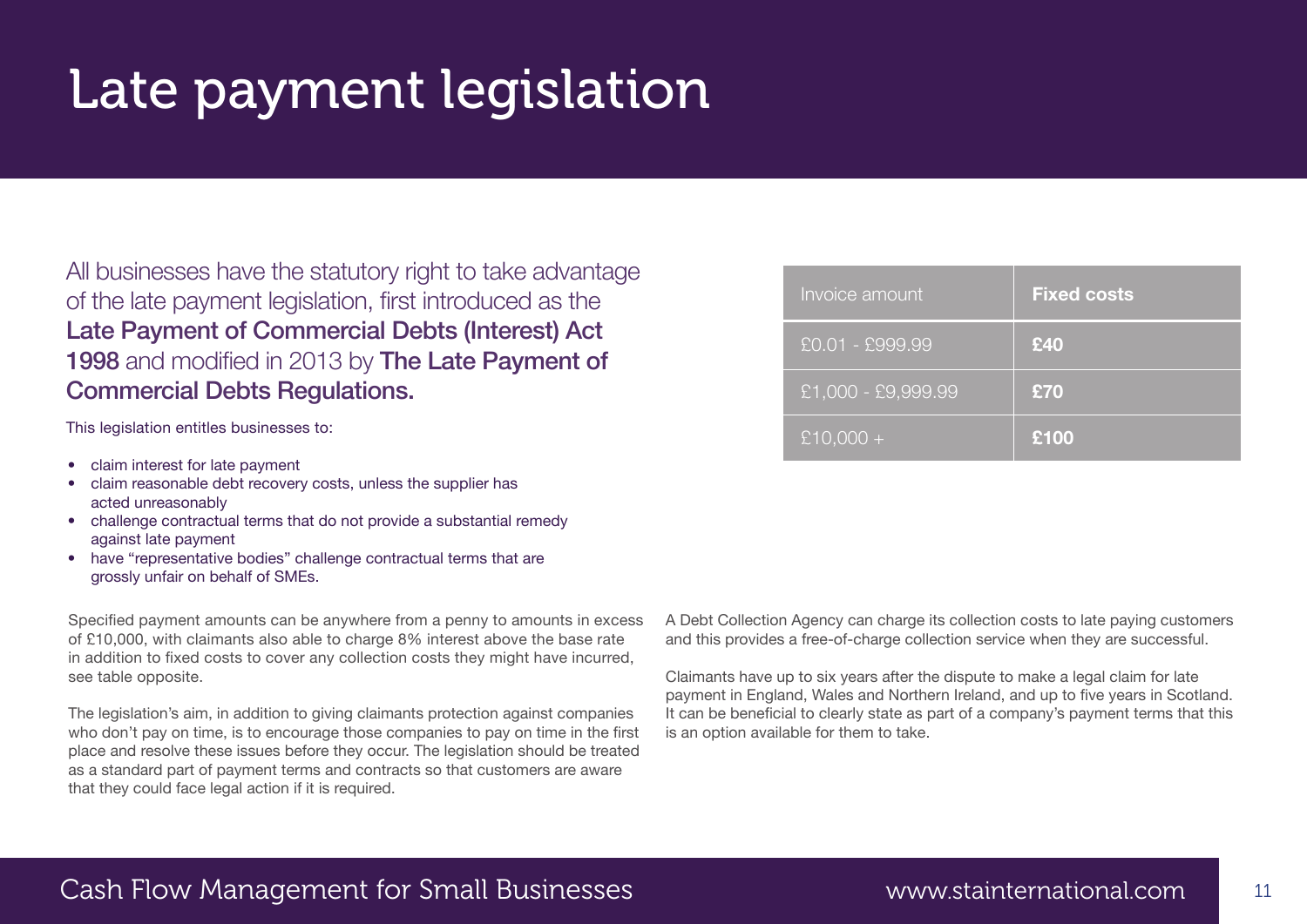# Late payment legislation

All businesses have the statutory right to take advantage of the late payment legislation, first introduced as the **Late Payment of Commercial Debts (Interest) Act 1998** and modified in 2013 by **The Late Payment of Commercial Debts Regulations.**

This legislation entitles businesses to:

- claim interest for late payment
- claim reasonable debt recovery costs, unless the supplier has acted unreasonably
- challenge contractual terms that do not provide a substantial remedy against late payment
- have "representative bodies" challenge contractual terms that are grossly unfair on behalf of SMEs.

| Invoice amount | **Fixed costs** |
|---|---|
| £0.01 - £999.99 | **£40** |
| £1,000 - £9,999.99 | **£70** |
| £10,000 + | **£100** |

Specified payment amounts can be anywhere from a penny to amounts in excess of £10,000, with claimants also able to charge 8% interest above the base rate in addition to fixed costs to cover any collection costs they might have incurred, see table opposite.

The legislation's aim, in addition to giving claimants protection against companies who don't pay on time, is to encourage those companies to pay on time in the first place and resolve these issues before they occur. The legislation should be treated as a standard part of payment terms and contracts so that customers are aware that they could face legal action if it is required.

A Debt Collection Agency can charge its collection costs to late paying customers and this provides a free-of-charge collection service when they are successful.

Claimants have up to six years after the dispute to make a legal claim for late payment in England, Wales and Northern Ireland, and up to five years in Scotland. It can be beneficial to clearly state as part of a company's payment terms that this is an option available for them to take.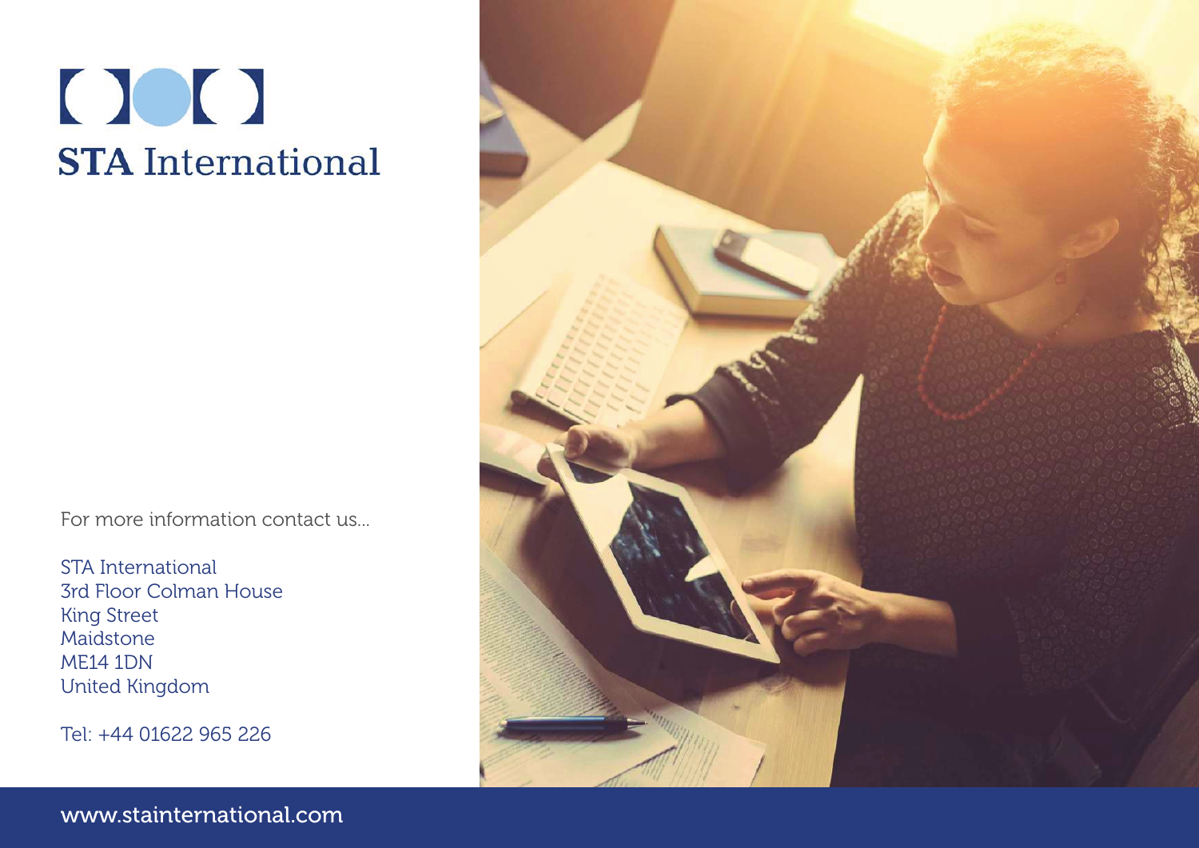**STA** International

For more information contact us...

STA International
3rd Floor Colman House
King Street
Maidstone
ME14 1DN
United Kingdom

Tel: +44 01622 965 226

www.stainternational.com